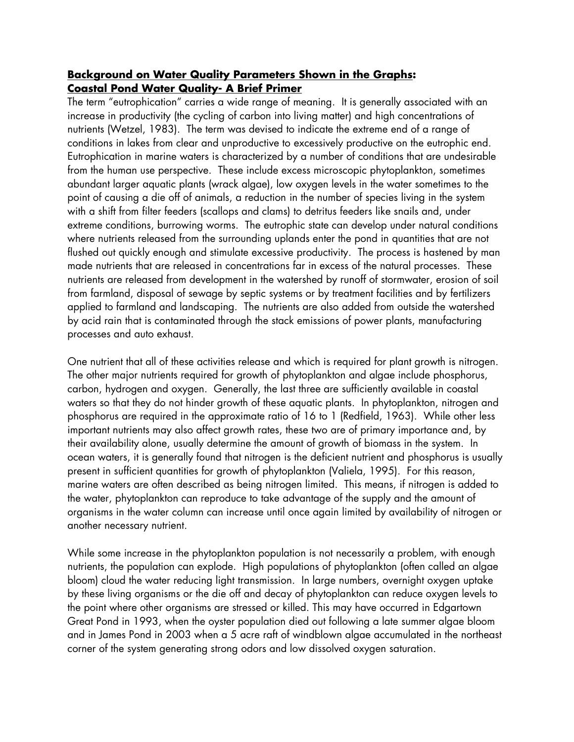## **Background on Water Quality Parameters Shown in the Graphs:**
## **Coastal Pond Water Quality- A Brief Primer**

The term "eutrophication" carries a wide range of meaning. It is generally associated with an increase in productivity (the cycling of carbon into living matter) and high concentrations of nutrients (Wetzel, 1983). The term was devised to indicate the extreme end of a range of conditions in lakes from clear and unproductive to excessively productive on the eutrophic end. Eutrophication in marine waters is characterized by a number of conditions that are undesirable from the human use perspective. These include excess microscopic phytoplankton, sometimes abundant larger aquatic plants (wrack algae), low oxygen levels in the water sometimes to the point of causing a die off of animals, a reduction in the number of species living in the system with a shift from filter feeders (scallops and clams) to detritus feeders like snails and, under extreme conditions, burrowing worms. The eutrophic state can develop under natural conditions where nutrients released from the surrounding uplands enter the pond in quantities that are not flushed out quickly enough and stimulate excessive productivity. The process is hastened by man made nutrients that are released in concentrations far in excess of the natural processes. These nutrients are released from development in the watershed by runoff of stormwater, erosion of soil from farmland, disposal of sewage by septic systems or by treatment facilities and by fertilizers applied to farmland and landscaping. The nutrients are also added from outside the watershed by acid rain that is contaminated through the stack emissions of power plants, manufacturing processes and auto exhaust.

One nutrient that all of these activities release and which is required for plant growth is nitrogen. The other major nutrients required for growth of phytoplankton and algae include phosphorus, carbon, hydrogen and oxygen. Generally, the last three are sufficiently available in coastal waters so that they do not hinder growth of these aquatic plants. In phytoplankton, nitrogen and phosphorus are required in the approximate ratio of 16 to 1 (Redfield, 1963). While other less important nutrients may also affect growth rates, these two are of primary importance and, by their availability alone, usually determine the amount of growth of biomass in the system. In ocean waters, it is generally found that nitrogen is the deficient nutrient and phosphorus is usually present in sufficient quantities for growth of phytoplankton (Valiela, 1995). For this reason, marine waters are often described as being nitrogen limited. This means, if nitrogen is added to the water, phytoplankton can reproduce to take advantage of the supply and the amount of organisms in the water column can increase until once again limited by availability of nitrogen or another necessary nutrient.

While some increase in the phytoplankton population is not necessarily a problem, with enough nutrients, the population can explode. High populations of phytoplankton (often called an algae bloom) cloud the water reducing light transmission. In large numbers, overnight oxygen uptake by these living organisms or the die off and decay of phytoplankton can reduce oxygen levels to the point where other organisms are stressed or killed. This may have occurred in Edgartown Great Pond in 1993, when the oyster population died out following a late summer algae bloom and in James Pond in 2003 when a 5 acre raft of windblown algae accumulated in the northeast corner of the system generating strong odors and low dissolved oxygen saturation.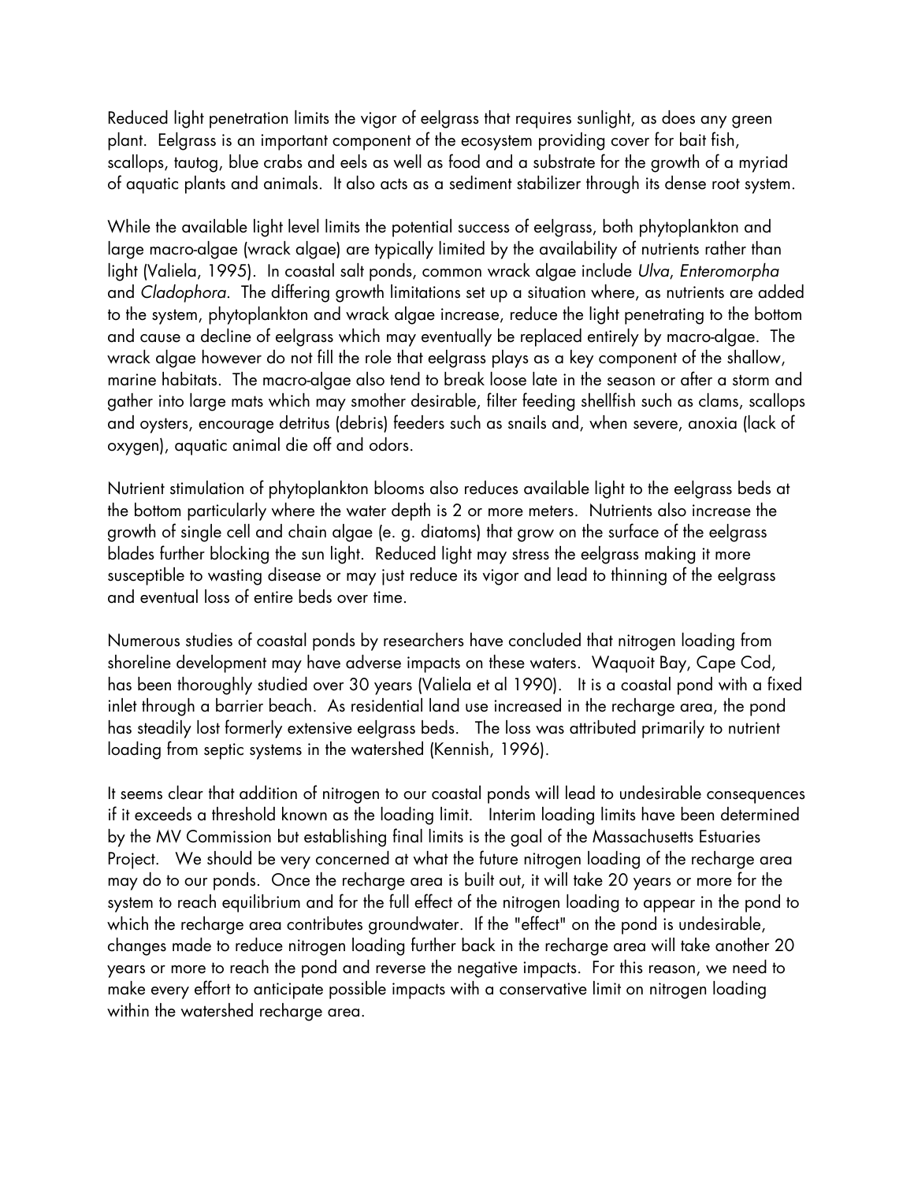Reduced light penetration limits the vigor of eelgrass that requires sunlight, as does any green plant. Eelgrass is an important component of the ecosystem providing cover for bait fish, scallops, tautog, blue crabs and eels as well as food and a substrate for the growth of a myriad of aquatic plants and animals. It also acts as a sediment stabilizer through its dense root system.

While the available light level limits the potential success of eelgrass, both phytoplankton and large macro-algae (wrack algae) are typically limited by the availability of nutrients rather than light (Valiela, 1995). In coastal salt ponds, common wrack algae include *Ulva*, *Enteromorpha* and *Cladophora*. The differing growth limitations set up a situation where, as nutrients are added to the system, phytoplankton and wrack algae increase, reduce the light penetrating to the bottom and cause a decline of eelgrass which may eventually be replaced entirely by macro-algae. The wrack algae however do not fill the role that eelgrass plays as a key component of the shallow, marine habitats. The macro-algae also tend to break loose late in the season or after a storm and gather into large mats which may smother desirable, filter feeding shellfish such as clams, scallops and oysters, encourage detritus (debris) feeders such as snails and, when severe, anoxia (lack of oxygen), aquatic animal die off and odors.

Nutrient stimulation of phytoplankton blooms also reduces available light to the eelgrass beds at the bottom particularly where the water depth is 2 or more meters. Nutrients also increase the growth of single cell and chain algae (e. g. diatoms) that grow on the surface of the eelgrass blades further blocking the sun light. Reduced light may stress the eelgrass making it more susceptible to wasting disease or may just reduce its vigor and lead to thinning of the eelgrass and eventual loss of entire beds over time.

Numerous studies of coastal ponds by researchers have concluded that nitrogen loading from shoreline development may have adverse impacts on these waters. Waquoit Bay, Cape Cod, has been thoroughly studied over 30 years (Valiela et al 1990). It is a coastal pond with a fixed inlet through a barrier beach. As residential land use increased in the recharge area, the pond has steadily lost formerly extensive eelgrass beds. The loss was attributed primarily to nutrient loading from septic systems in the watershed (Kennish, 1996).

It seems clear that addition of nitrogen to our coastal ponds will lead to undesirable consequences if it exceeds a threshold known as the loading limit. Interim loading limits have been determined by the MV Commission but establishing final limits is the goal of the Massachusetts Estuaries Project. We should be very concerned at what the future nitrogen loading of the recharge area may do to our ponds. Once the recharge area is built out, it will take 20 years or more for the system to reach equilibrium and for the full effect of the nitrogen loading to appear in the pond to which the recharge area contributes groundwater. If the "effect" on the pond is undesirable, changes made to reduce nitrogen loading further back in the recharge area will take another 20 years or more to reach the pond and reverse the negative impacts. For this reason, we need to make every effort to anticipate possible impacts with a conservative limit on nitrogen loading within the watershed recharge area.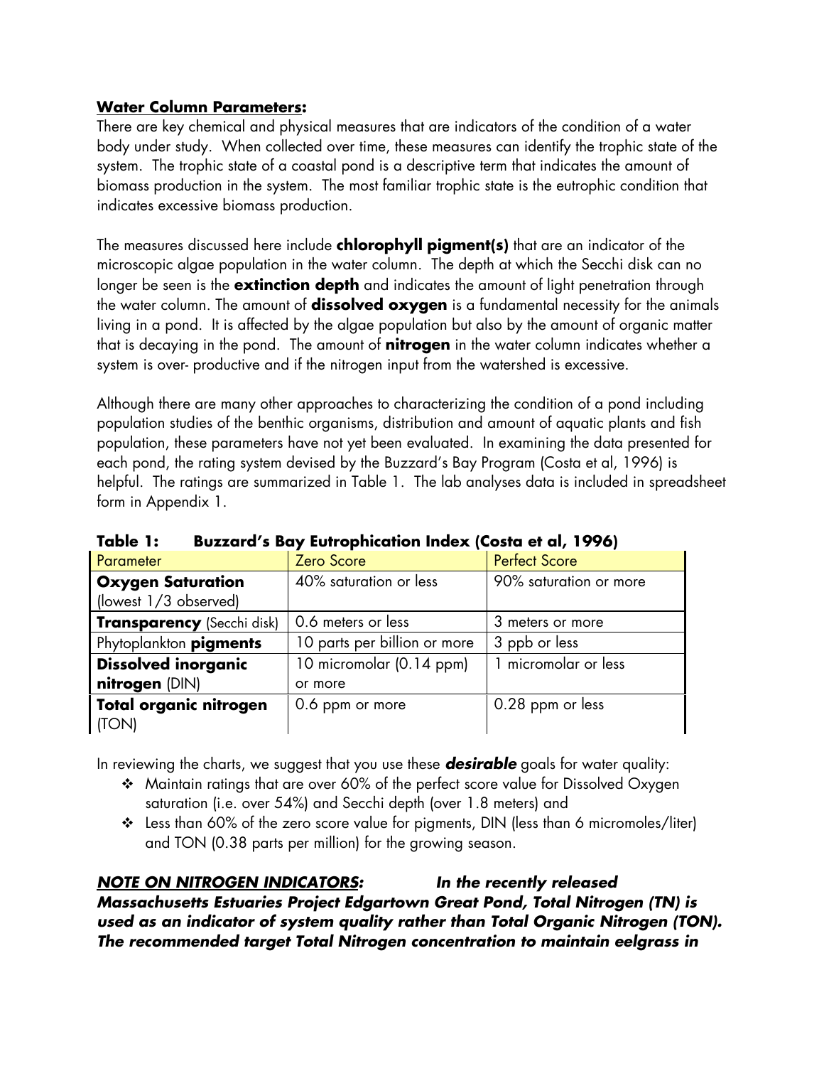**<u>Water Column Parameters</u>:**

There are key chemical and physical measures that are indicators of the condition of a water body under study. When collected over time, these measures can identify the trophic state of the system. The trophic state of a coastal pond is a descriptive term that indicates the amount of biomass production in the system. The most familiar trophic state is the eutrophic condition that indicates excessive biomass production.

The measures discussed here include **chlorophyll pigment(s)** that are an indicator of the microscopic algae population in the water column. The depth at which the Secchi disk can no longer be seen is the **extinction depth** and indicates the amount of light penetration through the water column. The amount of **dissolved oxygen** is a fundamental necessity for the animals living in a pond. It is affected by the algae population but also by the amount of organic matter that is decaying in the pond. The amount of **nitrogen** in the water column indicates whether a system is over- productive and if the nitrogen input from the watershed is excessive.

Although there are many other approaches to characterizing the condition of a pond including population studies of the benthic organisms, distribution and amount of aquatic plants and fish population, these parameters have not yet been evaluated. In examining the data presented for each pond, the rating system devised by the Buzzard's Bay Program (Costa et al, 1996) is helpful. The ratings are summarized in Table 1. The lab analyses data is included in spreadsheet form in Appendix 1.

**Table 1: Buzzard's Bay Eutrophication Index (Costa et al, 1996)**

| Parameter | Zero Score | Perfect Score |
|---|---|---|
| **Oxygen Saturation** (lowest 1/3 observed) | 40% saturation or less | 90% saturation or more |
| **Transparency** (Secchi disk) | 0.6 meters or less | 3 meters or more |
| Phytoplankton **pigments** | 10 parts per billion or more | 3 ppb or less |
| **Dissolved inorganic nitrogen** (DIN) | 10 micromolar (0.14 ppm) or more | 1 micromolar or less |
| **Total organic nitrogen** (TON) | 0.6 ppm or more | 0.28 ppm or less |

In reviewing the charts, we suggest that you use these ***desirable*** goals for water quality:

- Maintain ratings that are over 60% of the perfect score value for Dissolved Oxygen saturation (i.e. over 54%) and Secchi depth (over 1.8 meters) and
- Less than 60% of the zero score value for pigments, DIN (less than 6 micromoles/liter) and TON (0.38 parts per million) for the growing season.

***<u>NOTE ON NITROGEN INDICATORS</u>: In the recently released Massachusetts Estuaries Project Edgartown Great Pond, Total Nitrogen (TN) is used as an indicator of system quality rather than Total Organic Nitrogen (TON). The recommended target Total Nitrogen concentration to maintain eelgrass in***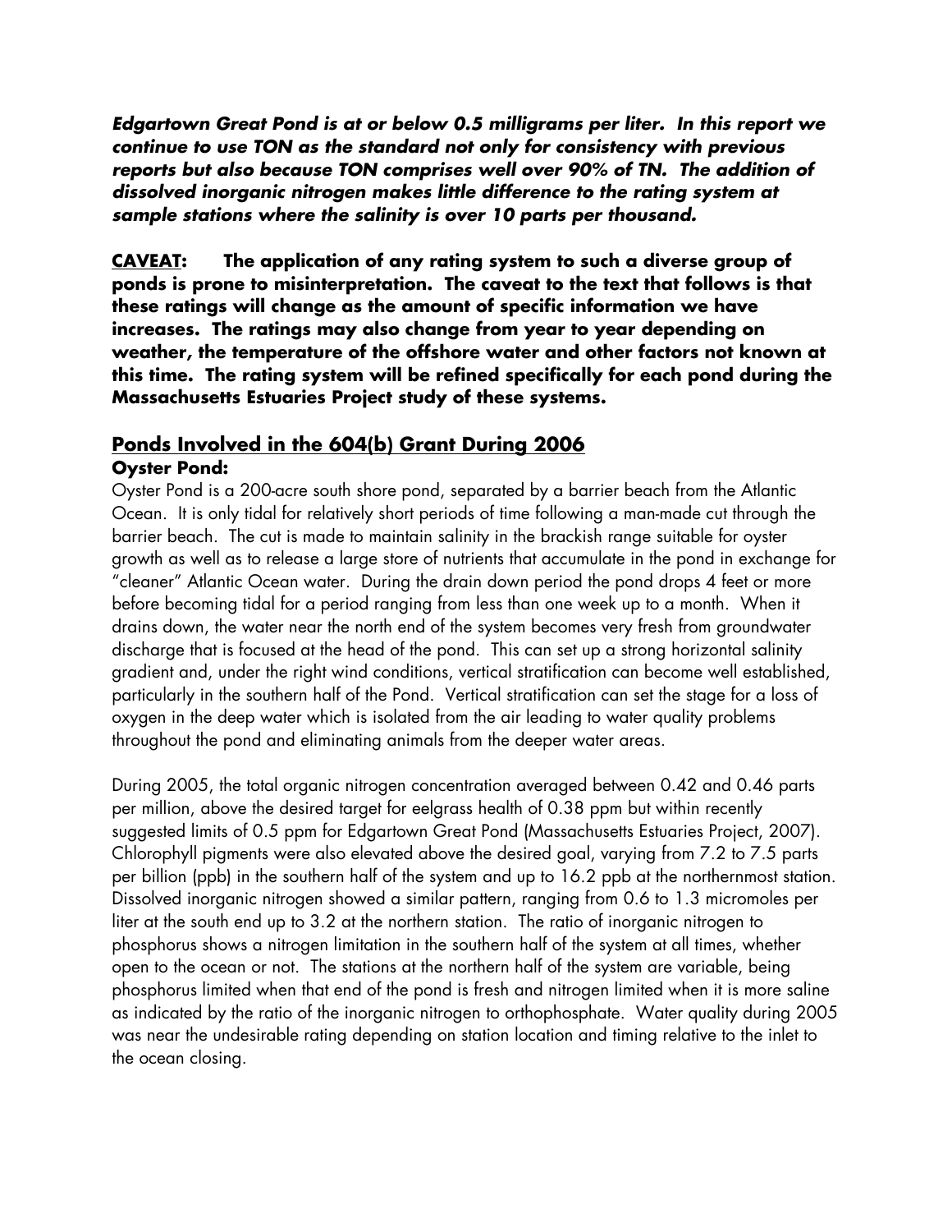***Edgartown Great Pond is at or below 0.5 milligrams per liter. In this report we continue to use TON as the standard not only for consistency with previous reports but also because TON comprises well over 90% of TN. The addition of dissolved inorganic nitrogen makes little difference to the rating system at sample stations where the salinity is over 10 parts per thousand.***

**<u>CAVEAT</u>: The application of any rating system to such a diverse group of ponds is prone to misinterpretation. The caveat to the text that follows is that these ratings will change as the amount of specific information we have increases. The ratings may also change from year to year depending on weather, the temperature of the offshore water and other factors not known at this time. The rating system will be refined specifically for each pond during the Massachusetts Estuaries Project study of these systems.**

## <u>Ponds Involved in the 604(b) Grant During 2006</u>

### Oyster Pond:

Oyster Pond is a 200-acre south shore pond, separated by a barrier beach from the Atlantic Ocean. It is only tidal for relatively short periods of time following a man-made cut through the barrier beach. The cut is made to maintain salinity in the brackish range suitable for oyster growth as well as to release a large store of nutrients that accumulate in the pond in exchange for "cleaner" Atlantic Ocean water. During the drain down period the pond drops 4 feet or more before becoming tidal for a period ranging from less than one week up to a month. When it drains down, the water near the north end of the system becomes very fresh from groundwater discharge that is focused at the head of the pond. This can set up a strong horizontal salinity gradient and, under the right wind conditions, vertical stratification can become well established, particularly in the southern half of the Pond. Vertical stratification can set the stage for a loss of oxygen in the deep water which is isolated from the air leading to water quality problems throughout the pond and eliminating animals from the deeper water areas.

During 2005, the total organic nitrogen concentration averaged between 0.42 and 0.46 parts per million, above the desired target for eelgrass health of 0.38 ppm but within recently suggested limits of 0.5 ppm for Edgartown Great Pond (Massachusetts Estuaries Project, 2007). Chlorophyll pigments were also elevated above the desired goal, varying from 7.2 to 7.5 parts per billion (ppb) in the southern half of the system and up to 16.2 ppb at the northernmost station. Dissolved inorganic nitrogen showed a similar pattern, ranging from 0.6 to 1.3 micromoles per liter at the south end up to 3.2 at the northern station. The ratio of inorganic nitrogen to phosphorus shows a nitrogen limitation in the southern half of the system at all times, whether open to the ocean or not. The stations at the northern half of the system are variable, being phosphorus limited when that end of the pond is fresh and nitrogen limited when it is more saline as indicated by the ratio of the inorganic nitrogen to orthophosphate. Water quality during 2005 was near the undesirable rating depending on station location and timing relative to the inlet to the ocean closing.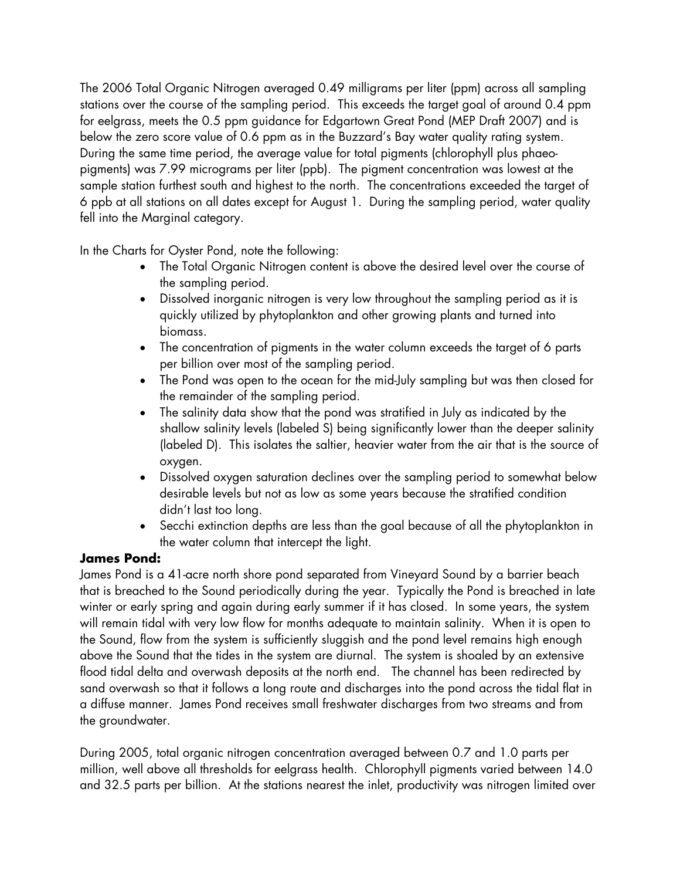The 2006 Total Organic Nitrogen averaged 0.49 milligrams per liter (ppm) across all sampling stations over the course of the sampling period. This exceeds the target goal of around 0.4 ppm for eelgrass, meets the 0.5 ppm guidance for Edgartown Great Pond (MEP Draft 2007) and is below the zero score value of 0.6 ppm as in the Buzzard's Bay water quality rating system. During the same time period, the average value for total pigments (chlorophyll plus phaeo-pigments) was 7.99 micrograms per liter (ppb). The pigment concentration was lowest at the sample station furthest south and highest to the north. The concentrations exceeded the target of 6 ppb at all stations on all dates except for August 1. During the sampling period, water quality fell into the Marginal category.

In the Charts for Oyster Pond, note the following:

- The Total Organic Nitrogen content is above the desired level over the course of the sampling period.
- Dissolved inorganic nitrogen is very low throughout the sampling period as it is quickly utilized by phytoplankton and other growing plants and turned into biomass.
- The concentration of pigments in the water column exceeds the target of 6 parts per billion over most of the sampling period.
- The Pond was open to the ocean for the mid-July sampling but was then closed for the remainder of the sampling period.
- The salinity data show that the pond was stratified in July as indicated by the shallow salinity levels (labeled S) being significantly lower than the deeper salinity (labeled D). This isolates the saltier, heavier water from the air that is the source of oxygen.
- Dissolved oxygen saturation declines over the sampling period to somewhat below desirable levels but not as low as some years because the stratified condition didn't last too long.
- Secchi extinction depths are less than the goal because of all the phytoplankton in the water column that intercept the light.

### James Pond:

James Pond is a 41-acre north shore pond separated from Vineyard Sound by a barrier beach that is breached to the Sound periodically during the year. Typically the Pond is breached in late winter or early spring and again during early summer if it has closed. In some years, the system will remain tidal with very low flow for months adequate to maintain salinity. When it is open to the Sound, flow from the system is sufficiently sluggish and the pond level remains high enough above the Sound that the tides in the system are diurnal. The system is shoaled by an extensive flood tidal delta and overwash deposits at the north end. The channel has been redirected by sand overwash so that it follows a long route and discharges into the pond across the tidal flat in a diffuse manner. James Pond receives small freshwater discharges from two streams and from the groundwater.

During 2005, total organic nitrogen concentration averaged between 0.7 and 1.0 parts per million, well above all thresholds for eelgrass health. Chlorophyll pigments varied between 14.0 and 32.5 parts per billion. At the stations nearest the inlet, productivity was nitrogen limited over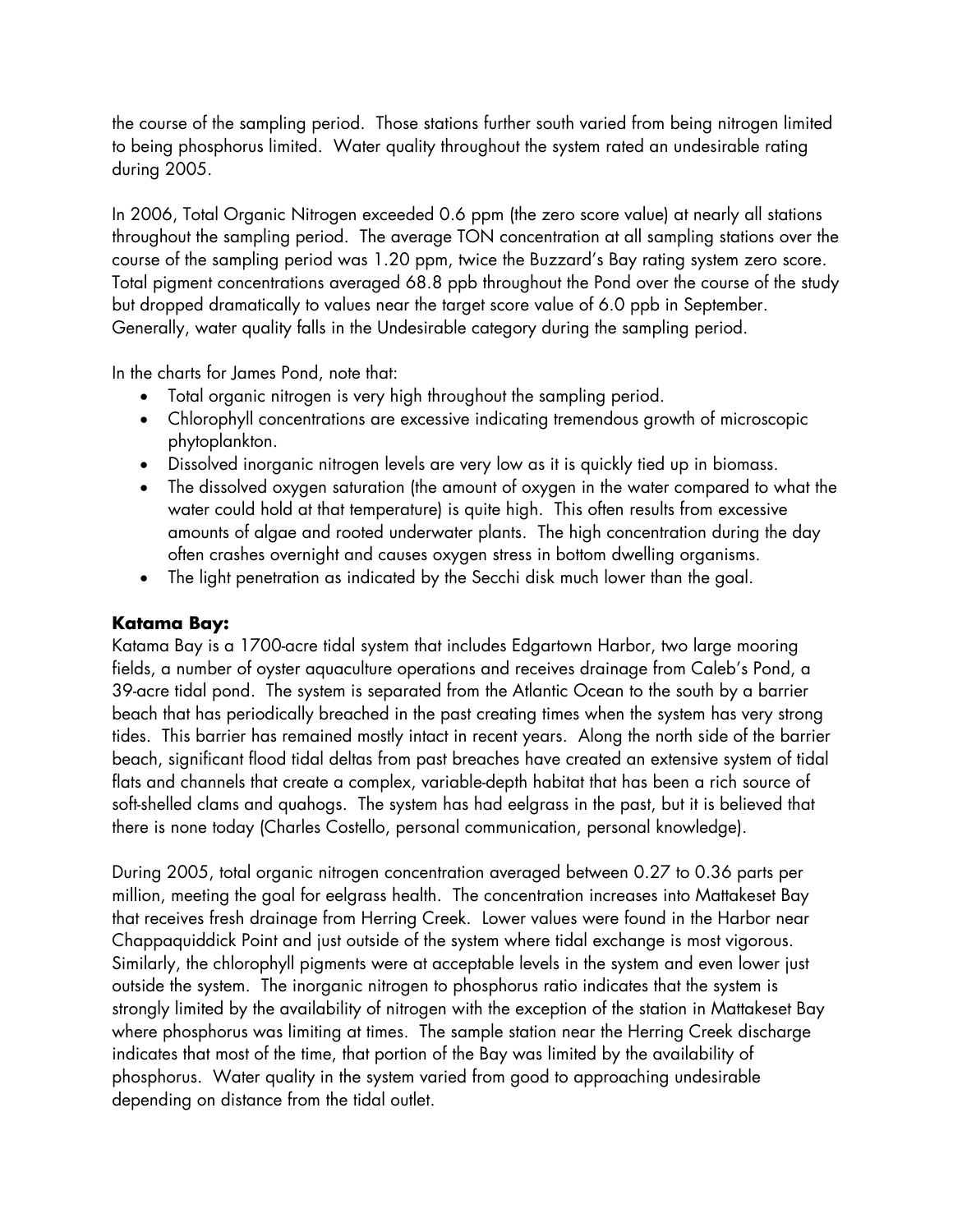the course of the sampling period. Those stations further south varied from being nitrogen limited to being phosphorus limited. Water quality throughout the system rated an undesirable rating during 2005.

In 2006, Total Organic Nitrogen exceeded 0.6 ppm (the zero score value) at nearly all stations throughout the sampling period. The average TON concentration at all sampling stations over the course of the sampling period was 1.20 ppm, twice the Buzzard's Bay rating system zero score. Total pigment concentrations averaged 68.8 ppb throughout the Pond over the course of the study but dropped dramatically to values near the target score value of 6.0 ppb in September. Generally, water quality falls in the Undesirable category during the sampling period.

In the charts for James Pond, note that:

- Total organic nitrogen is very high throughout the sampling period.
- Chlorophyll concentrations are excessive indicating tremendous growth of microscopic phytoplankton.
- Dissolved inorganic nitrogen levels are very low as it is quickly tied up in biomass.
- The dissolved oxygen saturation (the amount of oxygen in the water compared to what the water could hold at that temperature) is quite high. This often results from excessive amounts of algae and rooted underwater plants. The high concentration during the day often crashes overnight and causes oxygen stress in bottom dwelling organisms.
- The light penetration as indicated by the Secchi disk much lower than the goal.

### Katama Bay:

Katama Bay is a 1700-acre tidal system that includes Edgartown Harbor, two large mooring fields, a number of oyster aquaculture operations and receives drainage from Caleb's Pond, a 39-acre tidal pond. The system is separated from the Atlantic Ocean to the south by a barrier beach that has periodically breached in the past creating times when the system has very strong tides. This barrier has remained mostly intact in recent years. Along the north side of the barrier beach, significant flood tidal deltas from past breaches have created an extensive system of tidal flats and channels that create a complex, variable-depth habitat that has been a rich source of soft-shelled clams and quahogs. The system has had eelgrass in the past, but it is believed that there is none today (Charles Costello, personal communication, personal knowledge).

During 2005, total organic nitrogen concentration averaged between 0.27 to 0.36 parts per million, meeting the goal for eelgrass health. The concentration increases into Mattakeset Bay that receives fresh drainage from Herring Creek. Lower values were found in the Harbor near Chappaquiddick Point and just outside of the system where tidal exchange is most vigorous. Similarly, the chlorophyll pigments were at acceptable levels in the system and even lower just outside the system. The inorganic nitrogen to phosphorus ratio indicates that the system is strongly limited by the availability of nitrogen with the exception of the station in Mattakeset Bay where phosphorus was limiting at times. The sample station near the Herring Creek discharge indicates that most of the time, that portion of the Bay was limited by the availability of phosphorus. Water quality in the system varied from good to approaching undesirable depending on distance from the tidal outlet.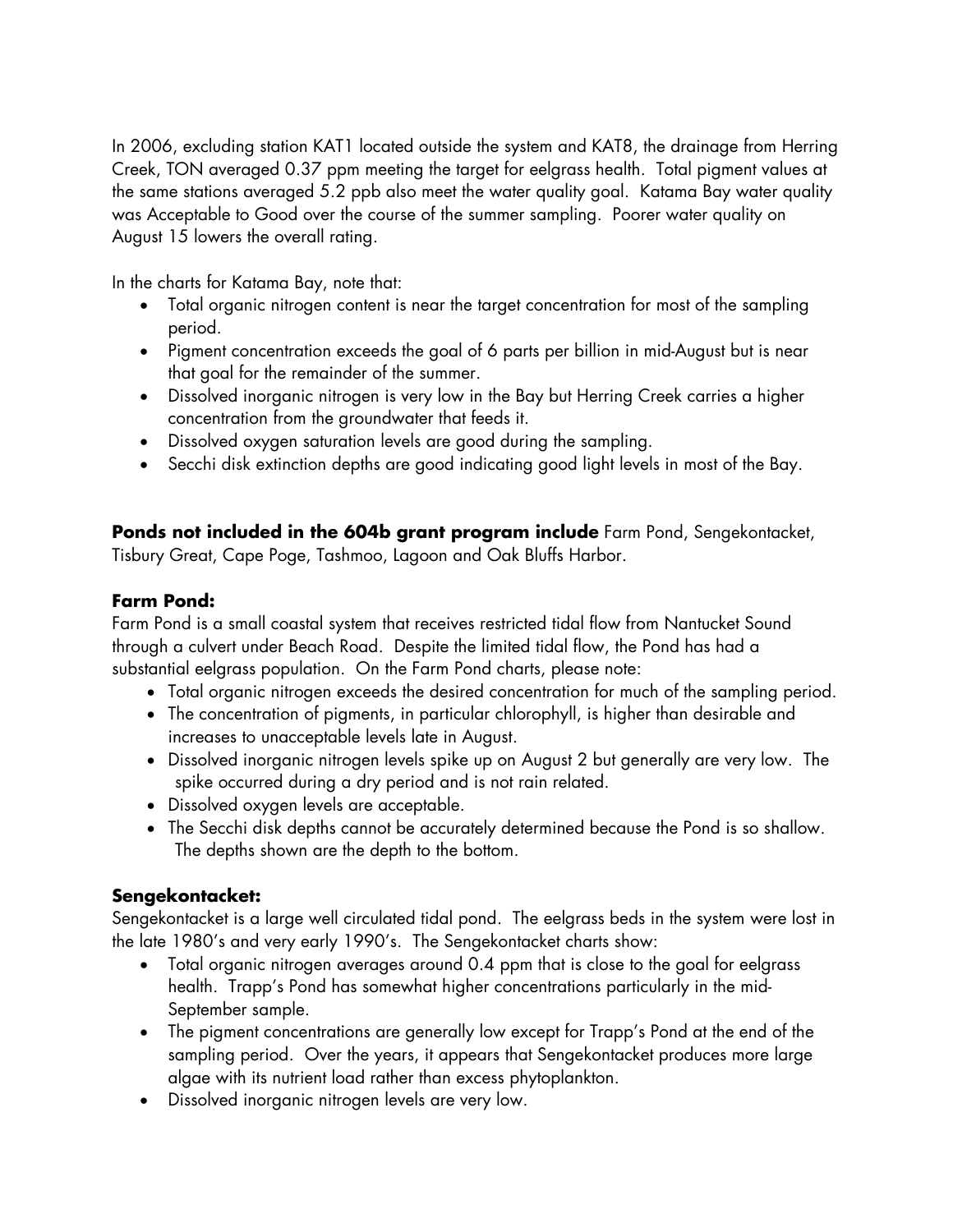In 2006, excluding station KAT1 located outside the system and KAT8, the drainage from Herring Creek, TON averaged 0.37 ppm meeting the target for eelgrass health. Total pigment values at the same stations averaged 5.2 ppb also meet the water quality goal. Katama Bay water quality was Acceptable to Good over the course of the summer sampling. Poorer water quality on August 15 lowers the overall rating.

In the charts for Katama Bay, note that:

- Total organic nitrogen content is near the target concentration for most of the sampling period.
- Pigment concentration exceeds the goal of 6 parts per billion in mid-August but is near that goal for the remainder of the summer.
- Dissolved inorganic nitrogen is very low in the Bay but Herring Creek carries a higher concentration from the groundwater that feeds it.
- Dissolved oxygen saturation levels are good during the sampling.
- Secchi disk extinction depths are good indicating good light levels in most of the Bay.

**Ponds not included in the 604b grant program include** Farm Pond, Sengekontacket, Tisbury Great, Cape Poge, Tashmoo, Lagoon and Oak Bluffs Harbor.

### Farm Pond:

Farm Pond is a small coastal system that receives restricted tidal flow from Nantucket Sound through a culvert under Beach Road. Despite the limited tidal flow, the Pond has had a substantial eelgrass population. On the Farm Pond charts, please note:

- Total organic nitrogen exceeds the desired concentration for much of the sampling period.
- The concentration of pigments, in particular chlorophyll, is higher than desirable and increases to unacceptable levels late in August.
- Dissolved inorganic nitrogen levels spike up on August 2 but generally are very low. The spike occurred during a dry period and is not rain related.
- Dissolved oxygen levels are acceptable.
- The Secchi disk depths cannot be accurately determined because the Pond is so shallow. The depths shown are the depth to the bottom.

### Sengekontacket:

Sengekontacket is a large well circulated tidal pond. The eelgrass beds in the system were lost in the late 1980's and very early 1990's. The Sengekontacket charts show:

- Total organic nitrogen averages around 0.4 ppm that is close to the goal for eelgrass health. Trapp's Pond has somewhat higher concentrations particularly in the mid-September sample.
- The pigment concentrations are generally low except for Trapp's Pond at the end of the sampling period. Over the years, it appears that Sengekontacket produces more large algae with its nutrient load rather than excess phytoplankton.
- Dissolved inorganic nitrogen levels are very low.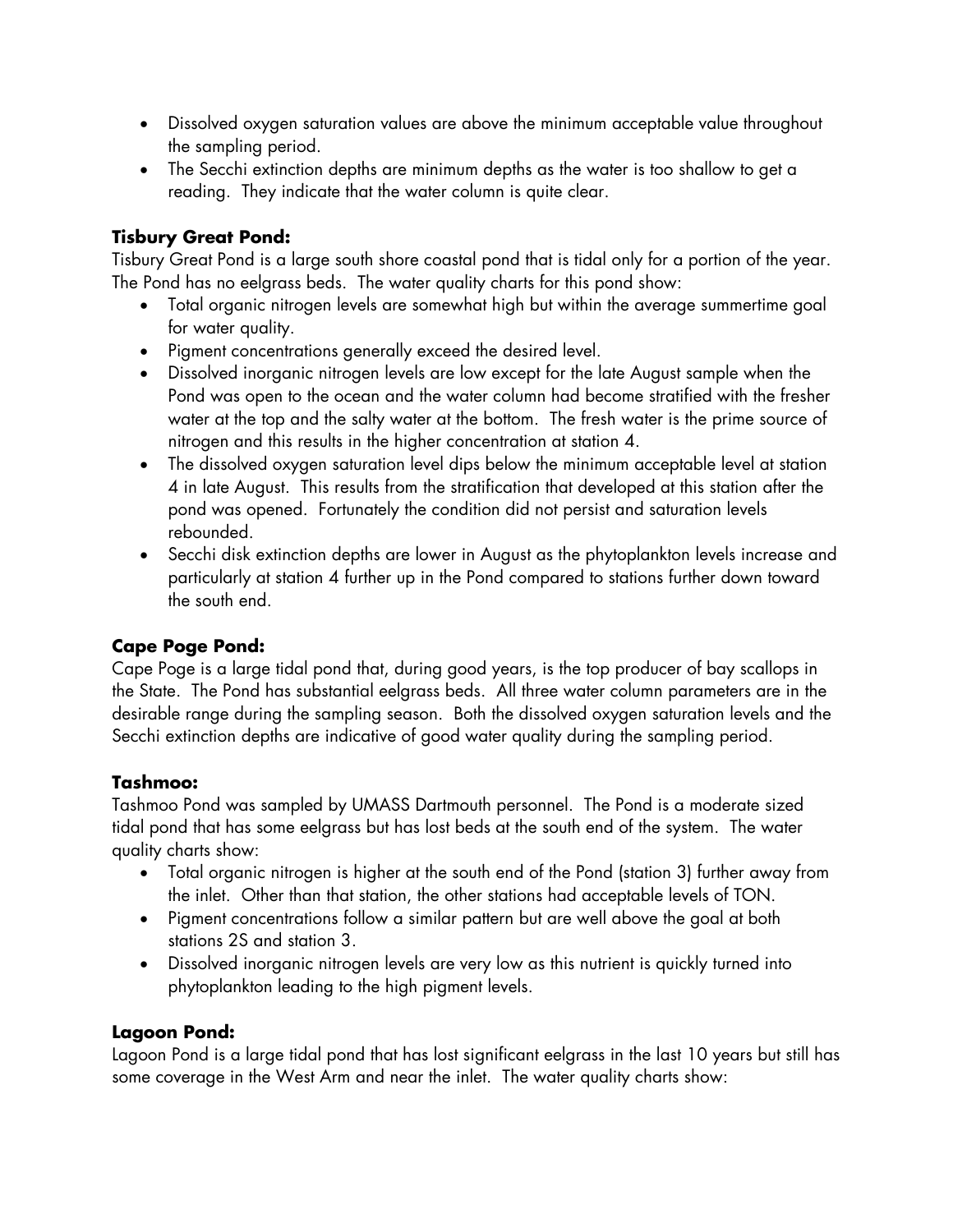- Dissolved oxygen saturation values are above the minimum acceptable value throughout the sampling period.
- The Secchi extinction depths are minimum depths as the water is too shallow to get a reading. They indicate that the water column is quite clear.

### Tisbury Great Pond:

Tisbury Great Pond is a large south shore coastal pond that is tidal only for a portion of the year. The Pond has no eelgrass beds. The water quality charts for this pond show:

- Total organic nitrogen levels are somewhat high but within the average summertime goal for water quality.
- Pigment concentrations generally exceed the desired level.
- Dissolved inorganic nitrogen levels are low except for the late August sample when the Pond was open to the ocean and the water column had become stratified with the fresher water at the top and the salty water at the bottom. The fresh water is the prime source of nitrogen and this results in the higher concentration at station 4.
- The dissolved oxygen saturation level dips below the minimum acceptable level at station 4 in late August. This results from the stratification that developed at this station after the pond was opened. Fortunately the condition did not persist and saturation levels rebounded.
- Secchi disk extinction depths are lower in August as the phytoplankton levels increase and particularly at station 4 further up in the Pond compared to stations further down toward the south end.

### Cape Poge Pond:

Cape Poge is a large tidal pond that, during good years, is the top producer of bay scallops in the State. The Pond has substantial eelgrass beds. All three water column parameters are in the desirable range during the sampling season. Both the dissolved oxygen saturation levels and the Secchi extinction depths are indicative of good water quality during the sampling period.

### Tashmoo:

Tashmoo Pond was sampled by UMASS Dartmouth personnel. The Pond is a moderate sized tidal pond that has some eelgrass but has lost beds at the south end of the system. The water quality charts show:

- Total organic nitrogen is higher at the south end of the Pond (station 3) further away from the inlet. Other than that station, the other stations had acceptable levels of TON.
- Pigment concentrations follow a similar pattern but are well above the goal at both stations 2S and station 3.
- Dissolved inorganic nitrogen levels are very low as this nutrient is quickly turned into phytoplankton leading to the high pigment levels.

### Lagoon Pond:

Lagoon Pond is a large tidal pond that has lost significant eelgrass in the last 10 years but still has some coverage in the West Arm and near the inlet. The water quality charts show: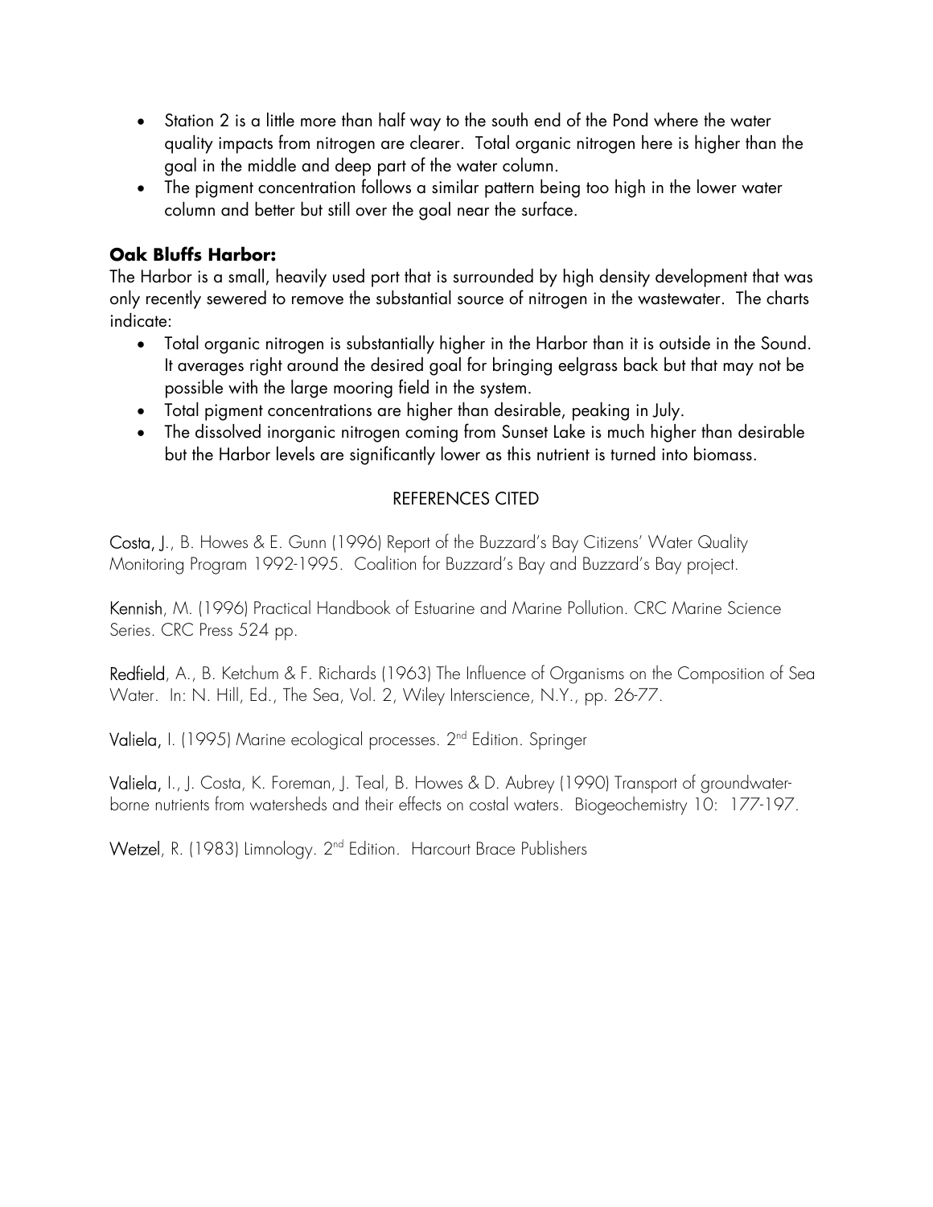- Station 2 is a little more than half way to the south end of the Pond where the water quality impacts from nitrogen are clearer. Total organic nitrogen here is higher than the goal in the middle and deep part of the water column.
- The pigment concentration follows a similar pattern being too high in the lower water column and better but still over the goal near the surface.

**Oak Bluffs Harbor:**

The Harbor is a small, heavily used port that is surrounded by high density development that was only recently sewered to remove the substantial source of nitrogen in the wastewater. The charts indicate:

- Total organic nitrogen is substantially higher in the Harbor than it is outside in the Sound. It averages right around the desired goal for bringing eelgrass back but that may not be possible with the large mooring field in the system.
- Total pigment concentrations are higher than desirable, peaking in July.
- The dissolved inorganic nitrogen coming from Sunset Lake is much higher than desirable but the Harbor levels are significantly lower as this nutrient is turned into biomass.

## REFERENCES CITED

Costa, J., B. Howes & E. Gunn (1996) Report of the Buzzard's Bay Citizens' Water Quality Monitoring Program 1992-1995. Coalition for Buzzard's Bay and Buzzard's Bay project.

Kennish, M. (1996) Practical Handbook of Estuarine and Marine Pollution. CRC Marine Science Series. CRC Press 524 pp.

Redfield, A., B. Ketchum & F. Richards (1963) The Influence of Organisms on the Composition of Sea Water. In: N. Hill, Ed., The Sea, Vol. 2, Wiley Interscience, N.Y., pp. 26-77.

Valiela, I. (1995) Marine ecological processes. 2nd Edition. Springer

Valiela, I., J. Costa, K. Foreman, J. Teal, B. Howes & D. Aubrey (1990) Transport of groundwater-borne nutrients from watersheds and their effects on costal waters. Biogeochemistry 10: 177-197.

Wetzel, R. (1983) Limnology. 2nd Edition. Harcourt Brace Publishers